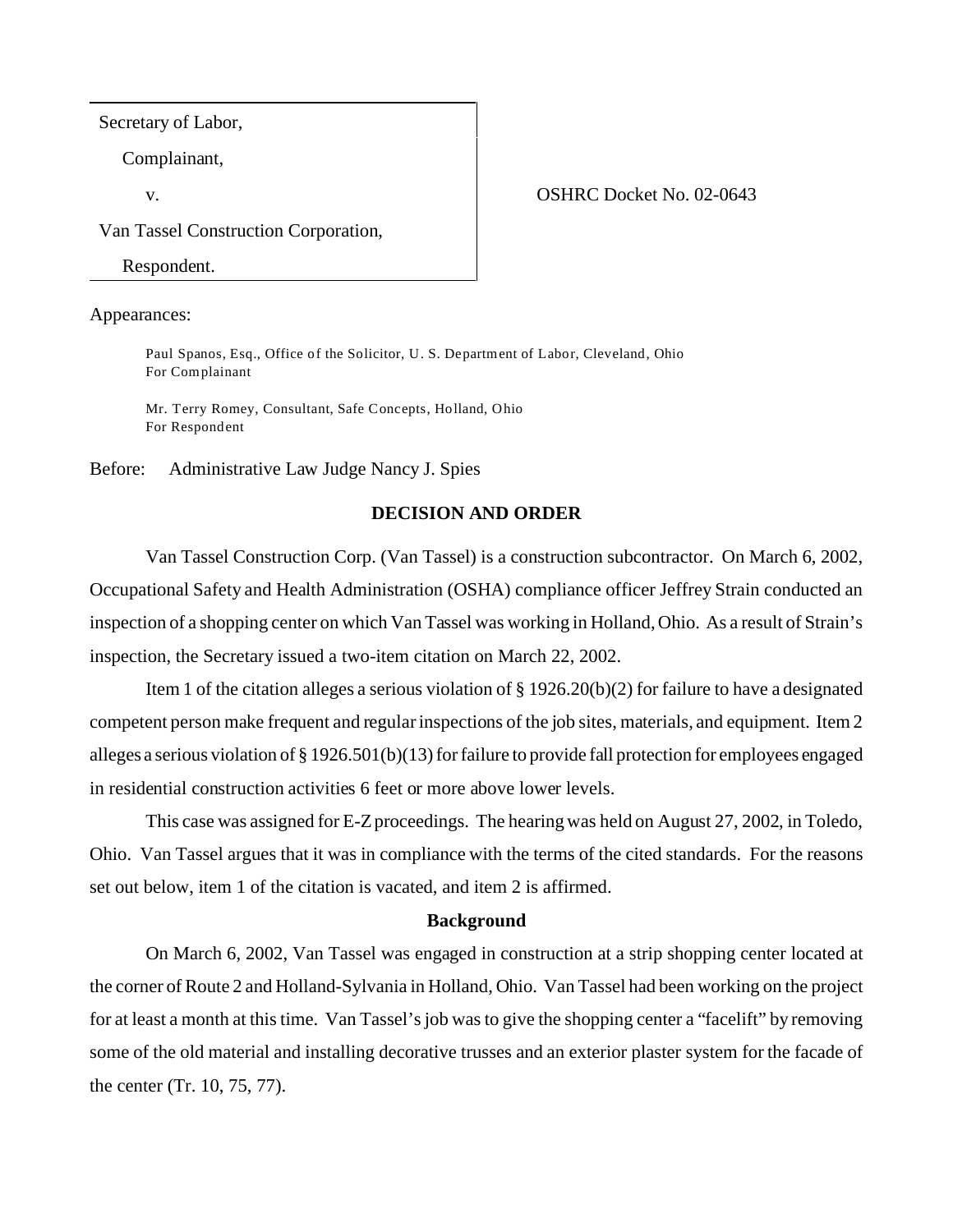Secretary of Labor,

Complainant,

v.

Van Tassel Construction Corporation,

Respondent.

OSHRC Docket No. 02-0643

Appearances:

Paul Spanos, Esq., Office of the Solicitor, U. S. Department of Labor, Cleveland, Ohio
For Complainant

Mr. Terry Romey, Consultant, Safe Concepts, Holland, Ohio
For Respondent

Before: Administrative Law Judge Nancy J. Spies

## DECISION AND ORDER

Van Tassel Construction Corp. (Van Tassel) is a construction subcontractor. On March 6, 2002, Occupational Safety and Health Administration (OSHA) compliance officer Jeffrey Strain conducted an inspection of a shopping center on which Van Tassel was working in Holland, Ohio. As a result of Strain's inspection, the Secretary issued a two-item citation on March 22, 2002.

Item 1 of the citation alleges a serious violation of § 1926.20(b)(2) for failure to have a designated competent person make frequent and regular inspections of the job sites, materials, and equipment. Item 2 alleges a serious violation of § 1926.501(b)(13) for failure to provide fall protection for employees engaged in residential construction activities 6 feet or more above lower levels.

This case was assigned for E-Z proceedings. The hearing was held on August 27, 2002, in Toledo, Ohio. Van Tassel argues that it was in compliance with the terms of the cited standards. For the reasons set out below, item 1 of the citation is vacated, and item 2 is affirmed.

## Background

On March 6, 2002, Van Tassel was engaged in construction at a strip shopping center located at the corner of Route 2 and Holland-Sylvania in Holland, Ohio. Van Tassel had been working on the project for at least a month at this time. Van Tassel's job was to give the shopping center a "facelift" by removing some of the old material and installing decorative trusses and an exterior plaster system for the facade of the center (Tr. 10, 75, 77).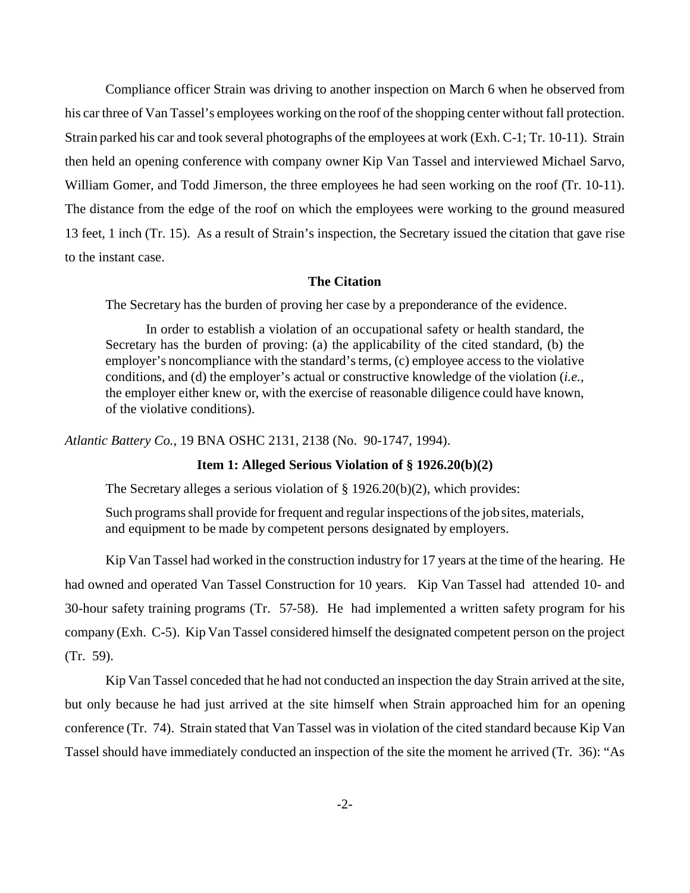Compliance officer Strain was driving to another inspection on March 6 when he observed from his car three of Van Tassel's employees working on the roof of the shopping center without fall protection. Strain parked his car and took several photographs of the employees at work (Exh. C-1; Tr. 10-11). Strain then held an opening conference with company owner Kip Van Tassel and interviewed Michael Sarvo, William Gomer, and Todd Jimerson, the three employees he had seen working on the roof (Tr. 10-11). The distance from the edge of the roof on which the employees were working to the ground measured 13 feet, 1 inch (Tr. 15). As a result of Strain's inspection, the Secretary issued the citation that gave rise to the instant case.

### The Citation

The Secretary has the burden of proving her case by a preponderance of the evidence.

> In order to establish a violation of an occupational safety or health standard, the Secretary has the burden of proving: (a) the applicability of the cited standard, (b) the employer's noncompliance with the standard's terms, (c) employee access to the violative conditions, and (d) the employer's actual or constructive knowledge of the violation (*i.e.,* the employer either knew or, with the exercise of reasonable diligence could have known, of the violative conditions).

*Atlantic Battery Co.,* 19 BNA OSHC 2131, 2138 (No. 90-1747, 1994).

### Item 1: Alleged Serious Violation of § 1926.20(b)(2)

The Secretary alleges a serious violation of § 1926.20(b)(2), which provides:

> Such programs shall provide for frequent and regular inspections of the job sites, materials, and equipment to be made by competent persons designated by employers.

Kip Van Tassel had worked in the construction industry for 17 years at the time of the hearing. He had owned and operated Van Tassel Construction for 10 years. Kip Van Tassel had attended 10- and 30-hour safety training programs (Tr. 57-58). He had implemented a written safety program for his company (Exh. C-5). Kip Van Tassel considered himself the designated competent person on the project (Tr. 59).

Kip Van Tassel conceded that he had not conducted an inspection the day Strain arrived at the site, but only because he had just arrived at the site himself when Strain approached him for an opening conference (Tr. 74). Strain stated that Van Tassel was in violation of the cited standard because Kip Van Tassel should have immediately conducted an inspection of the site the moment he arrived (Tr. 36): "As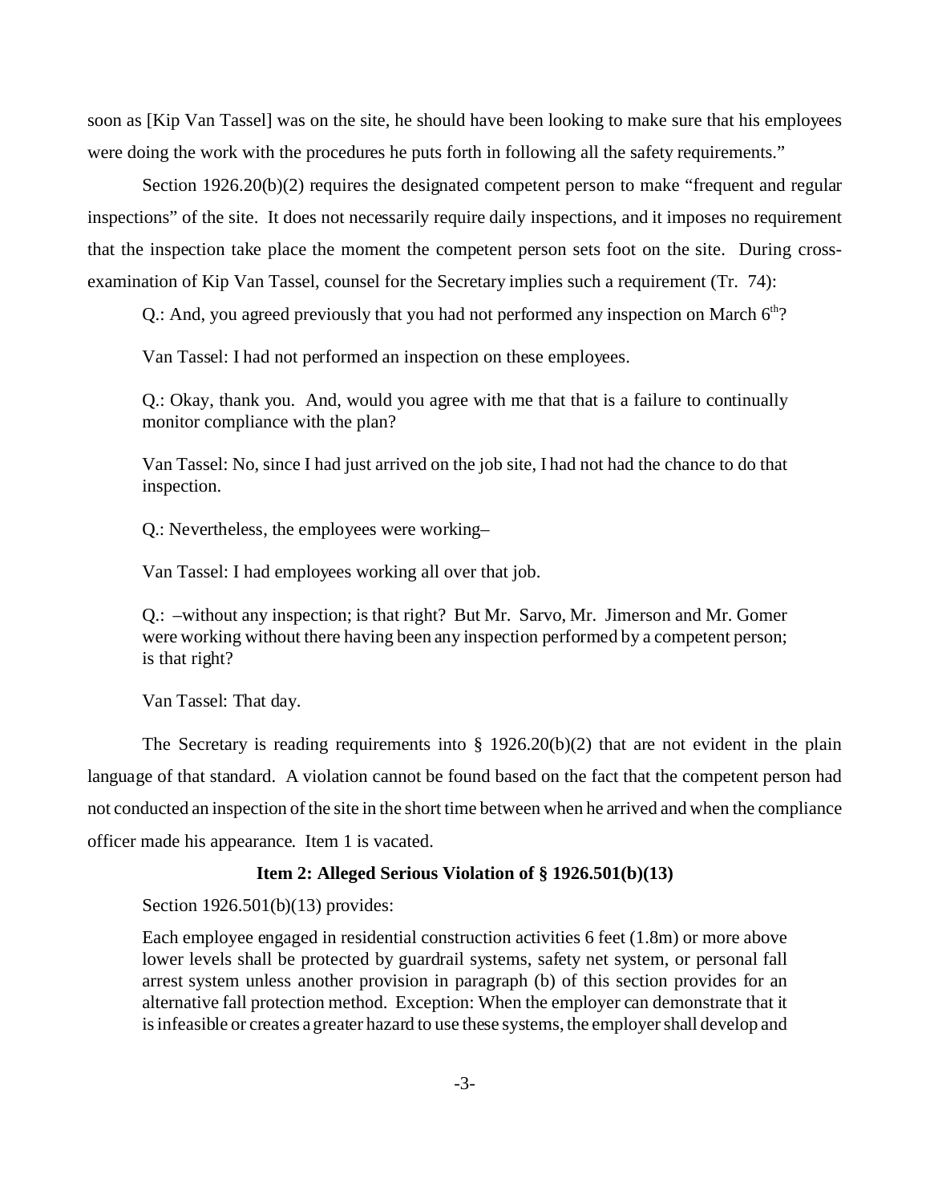soon as [Kip Van Tassel] was on the site, he should have been looking to make sure that his employees were doing the work with the procedures he puts forth in following all the safety requirements."

Section 1926.20(b)(2) requires the designated competent person to make "frequent and regular inspections" of the site. It does not necessarily require daily inspections, and it imposes no requirement that the inspection take place the moment the competent person sets foot on the site. During cross-examination of Kip Van Tassel, counsel for the Secretary implies such a requirement (Tr. 74):

> Q.: And, you agreed previously that you had not performed any inspection on March 6th?
>
> Van Tassel: I had not performed an inspection on these employees.
>
> Q.: Okay, thank you. And, would you agree with me that that is a failure to continually monitor compliance with the plan?
>
> Van Tassel: No, since I had just arrived on the job site, I had not had the chance to do that inspection.
>
> Q.: Nevertheless, the employees were working–
>
> Van Tassel: I had employees working all over that job.
>
> Q.: –without any inspection; is that right? But Mr. Sarvo, Mr. Jimerson and Mr. Gomer were working without there having been any inspection performed by a competent person; is that right?
>
> Van Tassel: That day.

The Secretary is reading requirements into § 1926.20(b)(2) that are not evident in the plain language of that standard. A violation cannot be found based on the fact that the competent person had not conducted an inspection of the site in the short time between when he arrived and when the compliance officer made his appearance. Item 1 is vacated.

### Item 2: Alleged Serious Violation of § 1926.501(b)(13)

Section 1926.501(b)(13) provides:

> Each employee engaged in residential construction activities 6 feet (1.8m) or more above lower levels shall be protected by guardrail systems, safety net system, or personal fall arrest system unless another provision in paragraph (b) of this section provides for an alternative fall protection method. Exception: When the employer can demonstrate that it is infeasible or creates a greater hazard to use these systems, the employer shall develop and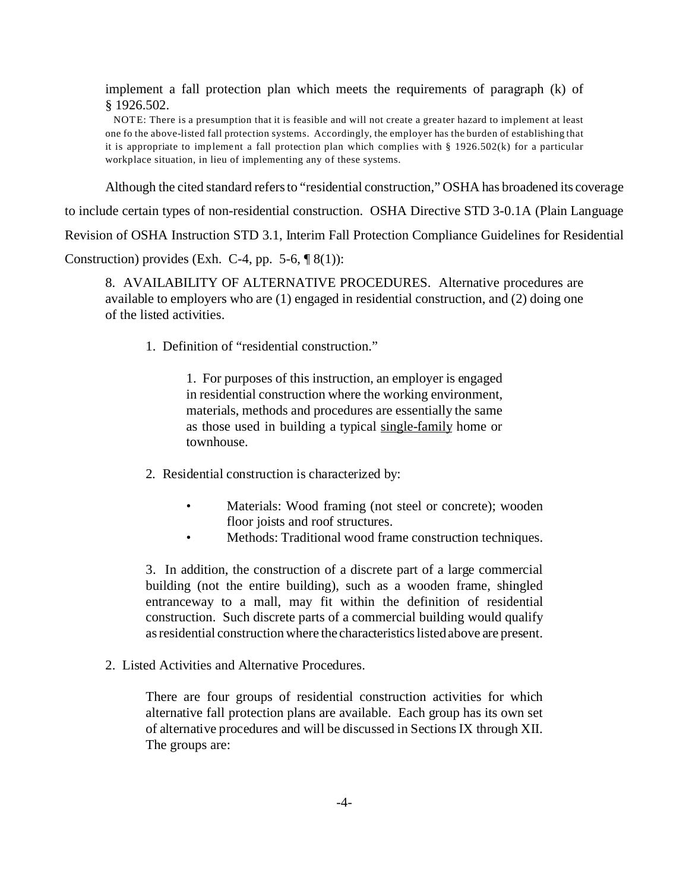implement a fall protection plan which meets the requirements of paragraph (k) of § 1926.502.

> NOTE: There is a presumption that it is feasible and will not create a greater hazard to implement at least one fo the above-listed fall protection systems. Accordingly, the employer has the burden of establishing that it is appropriate to implement a fall protection plan which complies with § 1926.502(k) for a particular workplace situation, in lieu of implementing any of these systems.

Although the cited standard refers to "residential construction," OSHA has broadened its coverage to include certain types of non-residential construction. OSHA Directive STD 3-0.1A (Plain Language Revision of OSHA Instruction STD 3.1, Interim Fall Protection Compliance Guidelines for Residential Construction) provides (Exh. C-4, pp. 5-6, ¶ 8(1)):

> 8. AVAILABILITY OF ALTERNATIVE PROCEDURES. Alternative procedures are available to employers who are (1) engaged in residential construction, and (2) doing one of the listed activities.
>
> 1. Definition of "residential construction."
>
>     1. For purposes of this instruction, an employer is engaged in residential construction where the working environment, materials, methods and procedures are essentially the same as those used in building a typical single-family home or townhouse.
>
> 2. Residential construction is characterized by:
>
>     - Materials: Wood framing (not steel or concrete); wooden floor joists and roof structures.
>     - Methods: Traditional wood frame construction techniques.
>
>     3. In addition, the construction of a discrete part of a large commercial building (not the entire building), such as a wooden frame, shingled entranceway to a mall, may fit within the definition of residential construction. Such discrete parts of a commercial building would qualify as residential construction where the characteristics listed above are present.
>
> 2. Listed Activities and Alternative Procedures.
>
>     There are four groups of residential construction activities for which alternative fall protection plans are available. Each group has its own set of alternative procedures and will be discussed in Sections IX through XII. The groups are: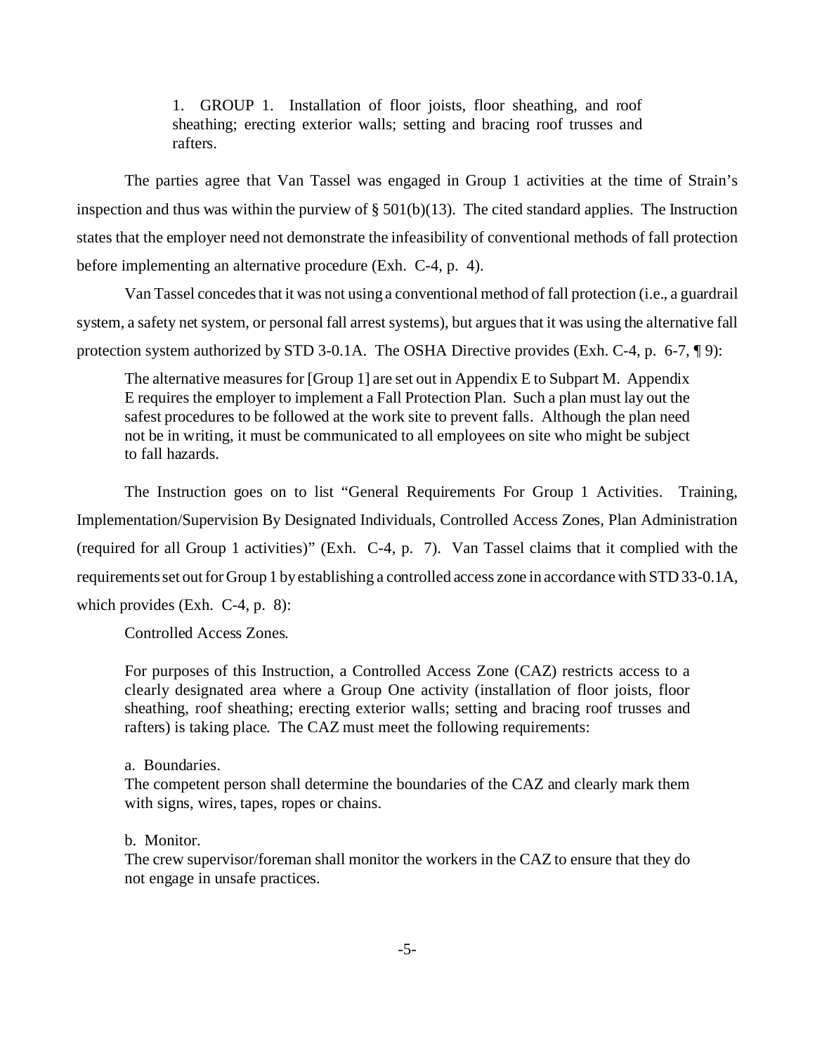> 1. GROUP 1. Installation of floor joists, floor sheathing, and roof sheathing; erecting exterior walls; setting and bracing roof trusses and rafters.

The parties agree that Van Tassel was engaged in Group 1 activities at the time of Strain's inspection and thus was within the purview of § 501(b)(13). The cited standard applies. The Instruction states that the employer need not demonstrate the infeasibility of conventional methods of fall protection before implementing an alternative procedure (Exh. C-4, p. 4).

Van Tassel concedes that it was not using a conventional method of fall protection (i.e., a guardrail system, a safety net system, or personal fall arrest systems), but argues that it was using the alternative fall protection system authorized by STD 3-0.1A. The OSHA Directive provides (Exh. C-4, p. 6-7, ¶ 9):

> The alternative measures for [Group 1] are set out in Appendix E to Subpart M. Appendix E requires the employer to implement a Fall Protection Plan. Such a plan must lay out the safest procedures to be followed at the work site to prevent falls. Although the plan need not be in writing, it must be communicated to all employees on site who might be subject to fall hazards.

The Instruction goes on to list "General Requirements For Group 1 Activities. Training, Implementation/Supervision By Designated Individuals, Controlled Access Zones, Plan Administration (required for all Group 1 activities)" (Exh. C-4, p. 7). Van Tassel claims that it complied with the requirements set out for Group 1 by establishing a controlled access zone in accordance with STD 33-0.1A, which provides (Exh. C-4, p. 8):

> Controlled Access Zones.
>
> For purposes of this Instruction, a Controlled Access Zone (CAZ) restricts access to a clearly designated area where a Group One activity (installation of floor joists, floor sheathing, roof sheathing; erecting exterior walls; setting and bracing roof trusses and rafters) is taking place. The CAZ must meet the following requirements:
>
> a. Boundaries.
> The competent person shall determine the boundaries of the CAZ and clearly mark them with signs, wires, tapes, ropes or chains.
>
> b. Monitor.
> The crew supervisor/foreman shall monitor the workers in the CAZ to ensure that they do not engage in unsafe practices.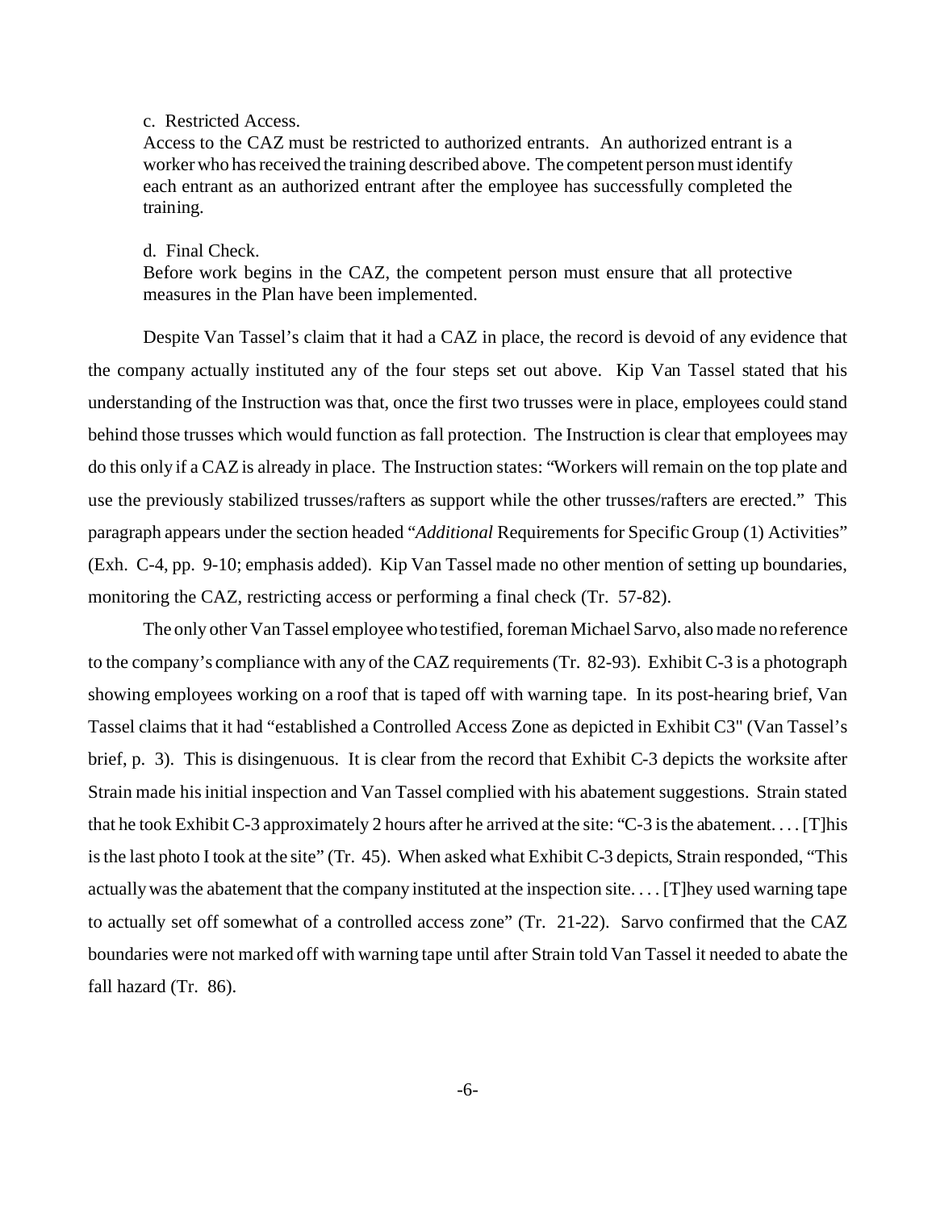c. Restricted Access.

Access to the CAZ must be restricted to authorized entrants. An authorized entrant is a worker who has received the training described above. The competent person must identify each entrant as an authorized entrant after the employee has successfully completed the training.

d. Final Check.

Before work begins in the CAZ, the competent person must ensure that all protective measures in the Plan have been implemented.

Despite Van Tassel's claim that it had a CAZ in place, the record is devoid of any evidence that the company actually instituted any of the four steps set out above. Kip Van Tassel stated that his understanding of the Instruction was that, once the first two trusses were in place, employees could stand behind those trusses which would function as fall protection. The Instruction is clear that employees may do this only if a CAZ is already in place. The Instruction states: "Workers will remain on the top plate and use the previously stabilized trusses/rafters as support while the other trusses/rafters are erected." This paragraph appears under the section headed "*Additional* Requirements for Specific Group (1) Activities" (Exh. C-4, pp. 9-10; emphasis added). Kip Van Tassel made no other mention of setting up boundaries, monitoring the CAZ, restricting access or performing a final check (Tr. 57-82).

The only other Van Tassel employee who testified, foreman Michael Sarvo, also made no reference to the company's compliance with any of the CAZ requirements (Tr. 82-93). Exhibit C-3 is a photograph showing employees working on a roof that is taped off with warning tape. In its post-hearing brief, Van Tassel claims that it had "established a Controlled Access Zone as depicted in Exhibit C3" (Van Tassel's brief, p. 3). This is disingenuous. It is clear from the record that Exhibit C-3 depicts the worksite after Strain made his initial inspection and Van Tassel complied with his abatement suggestions. Strain stated that he took Exhibit C-3 approximately 2 hours after he arrived at the site: "C-3 is the abatement. . . . [T]his is the last photo I took at the site" (Tr. 45). When asked what Exhibit C-3 depicts, Strain responded, "This actually was the abatement that the company instituted at the inspection site. . . . [T]hey used warning tape to actually set off somewhat of a controlled access zone" (Tr. 21-22). Sarvo confirmed that the CAZ boundaries were not marked off with warning tape until after Strain told Van Tassel it needed to abate the fall hazard (Tr. 86).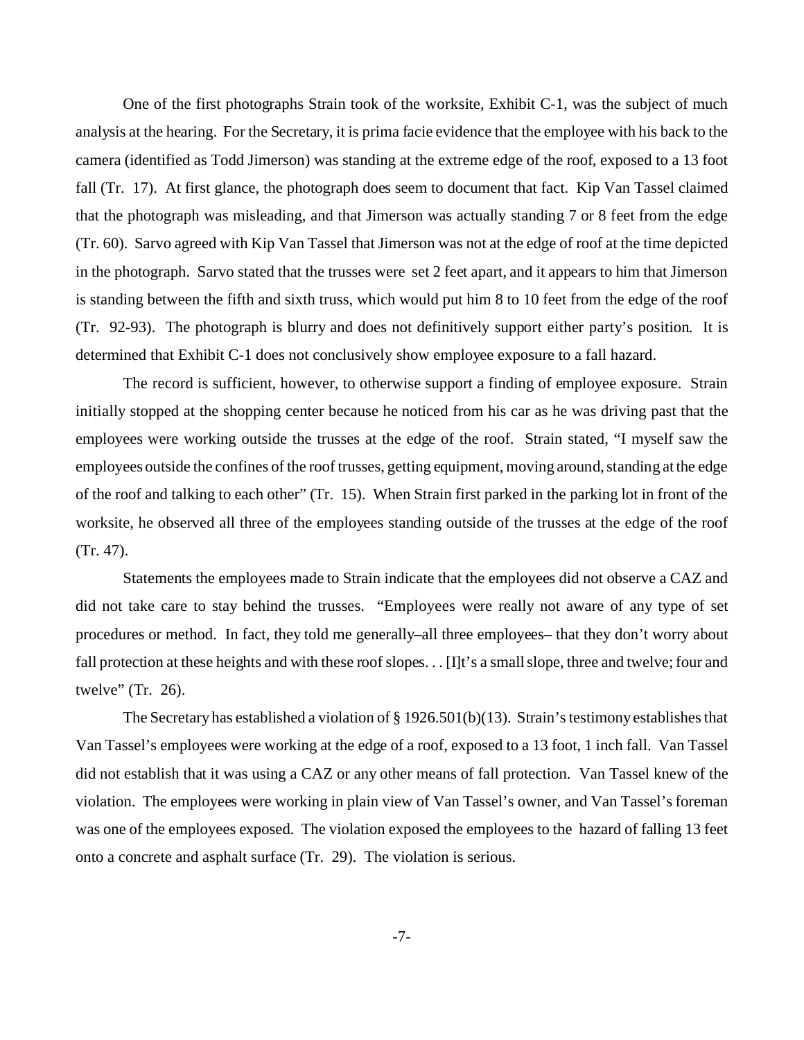One of the first photographs Strain took of the worksite, Exhibit C-1, was the subject of much analysis at the hearing. For the Secretary, it is prima facie evidence that the employee with his back to the camera (identified as Todd Jimerson) was standing at the extreme edge of the roof, exposed to a 13 foot fall (Tr. 17). At first glance, the photograph does seem to document that fact. Kip Van Tassel claimed that the photograph was misleading, and that Jimerson was actually standing 7 or 8 feet from the edge (Tr. 60). Sarvo agreed with Kip Van Tassel that Jimerson was not at the edge of roof at the time depicted in the photograph. Sarvo stated that the trusses were set 2 feet apart, and it appears to him that Jimerson is standing between the fifth and sixth truss, which would put him 8 to 10 feet from the edge of the roof (Tr. 92-93). The photograph is blurry and does not definitively support either party's position. It is determined that Exhibit C-1 does not conclusively show employee exposure to a fall hazard.

The record is sufficient, however, to otherwise support a finding of employee exposure. Strain initially stopped at the shopping center because he noticed from his car as he was driving past that the employees were working outside the trusses at the edge of the roof. Strain stated, "I myself saw the employees outside the confines of the roof trusses, getting equipment, moving around, standing at the edge of the roof and talking to each other" (Tr. 15). When Strain first parked in the parking lot in front of the worksite, he observed all three of the employees standing outside of the trusses at the edge of the roof (Tr. 47).

Statements the employees made to Strain indicate that the employees did not observe a CAZ and did not take care to stay behind the trusses. "Employees were really not aware of any type of set procedures or method. In fact, they told me generally–all three employees– that they don't worry about fall protection at these heights and with these roof slopes. . . [I]t's a small slope, three and twelve; four and twelve" (Tr. 26).

The Secretary has established a violation of § 1926.501(b)(13). Strain's testimony establishes that Van Tassel's employees were working at the edge of a roof, exposed to a 13 foot, 1 inch fall. Van Tassel did not establish that it was using a CAZ or any other means of fall protection. Van Tassel knew of the violation. The employees were working in plain view of Van Tassel's owner, and Van Tassel's foreman was one of the employees exposed. The violation exposed the employees to the hazard of falling 13 feet onto a concrete and asphalt surface (Tr. 29). The violation is serious.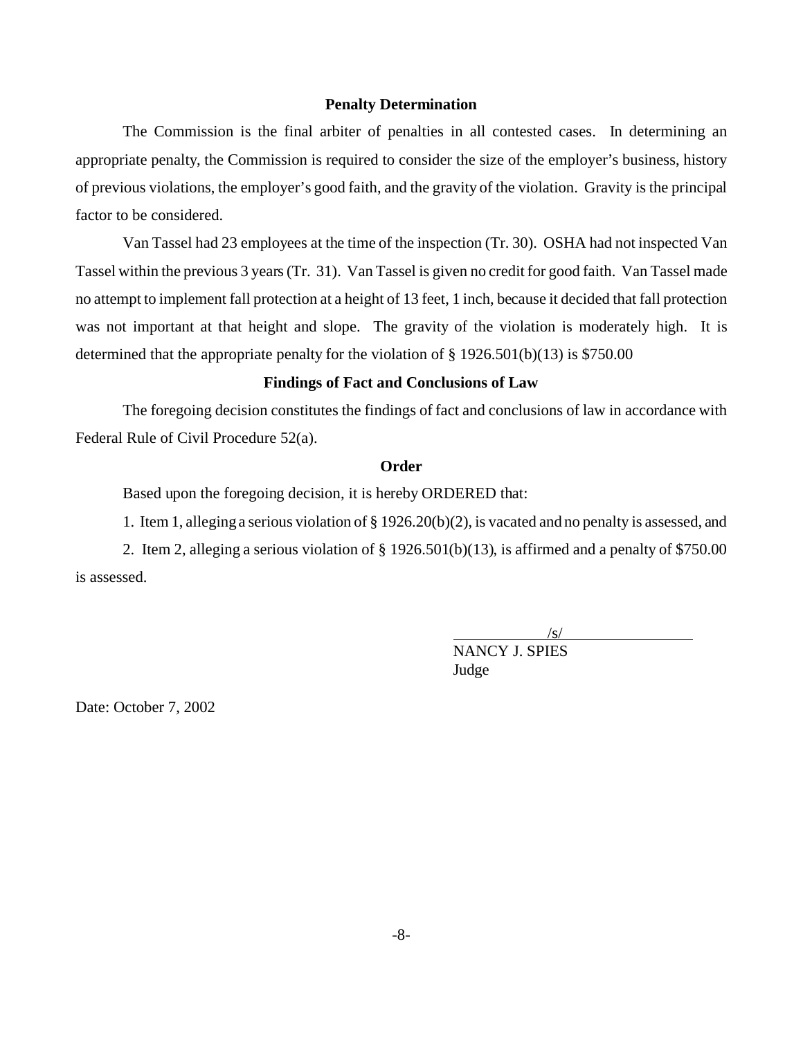## Penalty Determination

The Commission is the final arbiter of penalties in all contested cases. In determining an appropriate penalty, the Commission is required to consider the size of the employer's business, history of previous violations, the employer's good faith, and the gravity of the violation. Gravity is the principal factor to be considered.

Van Tassel had 23 employees at the time of the inspection (Tr. 30). OSHA had not inspected Van Tassel within the previous 3 years (Tr. 31). Van Tassel is given no credit for good faith. Van Tassel made no attempt to implement fall protection at a height of 13 feet, 1 inch, because it decided that fall protection was not important at that height and slope. The gravity of the violation is moderately high. It is determined that the appropriate penalty for the violation of § 1926.501(b)(13) is $750.00

## Findings of Fact and Conclusions of Law

The foregoing decision constitutes the findings of fact and conclusions of law in accordance with Federal Rule of Civil Procedure 52(a).

## Order

Based upon the foregoing decision, it is hereby ORDERED that:

1. Item 1, alleging a serious violation of § 1926.20(b)(2), is vacated and no penalty is assessed, and

2. Item 2, alleging a serious violation of § 1926.501(b)(13), is affirmed and a penalty of $750.00 is assessed.

/s/
NANCY J. SPIES
Judge

Date: October 7, 2002